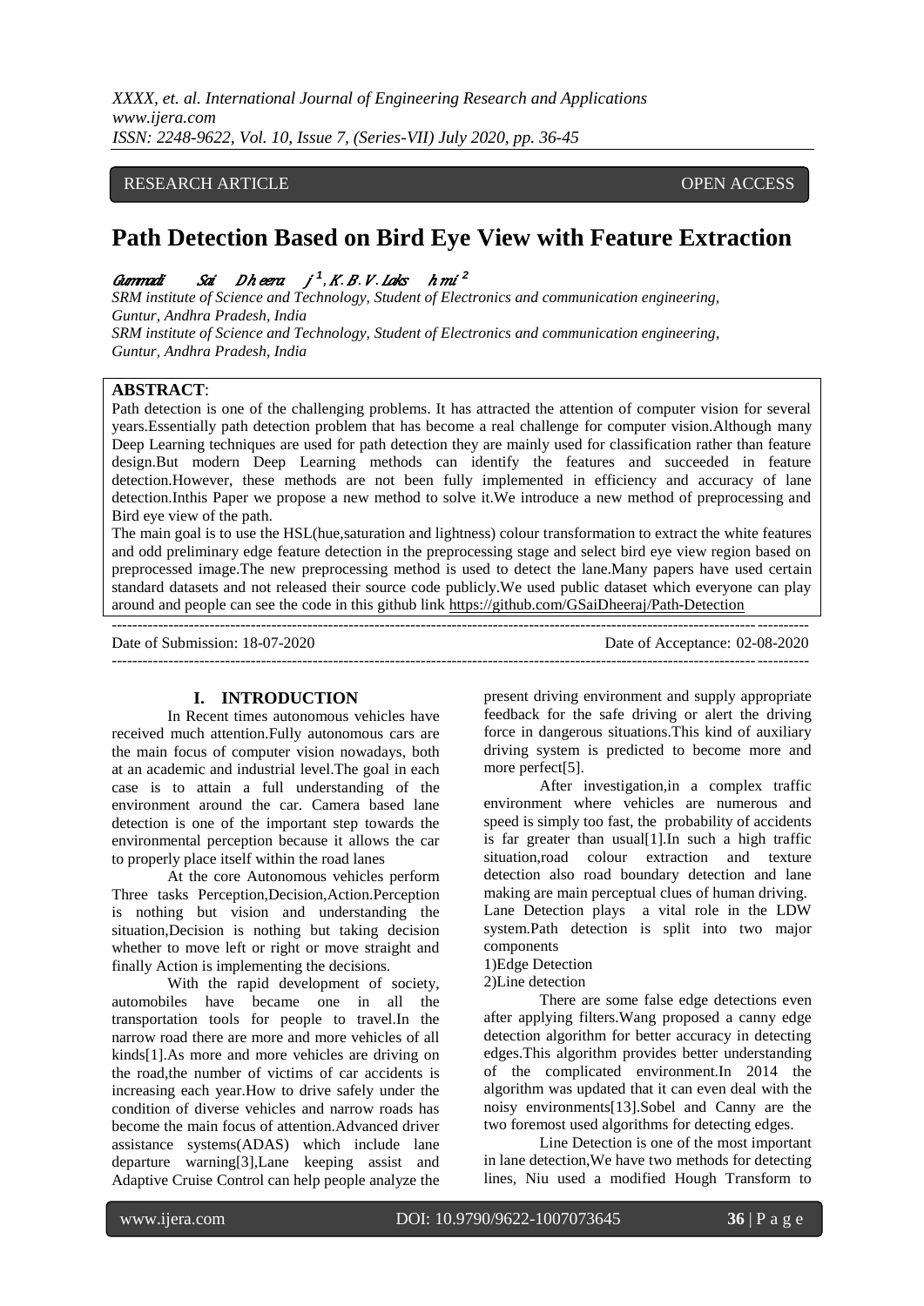RESEARCH ARTICLE OPEN ACCESS

# Path Detection Based on Bird Eye View with Feature Extraction

Gummadi Sai Dheeraj [1], K.B.V.Lakshmi [2]

*SRM institute of Science and Technology, Student of Electronics and communication engineering, Guntur, Andhra Pradesh, India*
*SRM institute of Science and Technology, Student of Electronics and communication engineering, Guntur, Andhra Pradesh, India*

**ABSTRACT**:
Path detection is one of the challenging problems. It has attracted the attention of computer vision for several years.Essentially path detection problem that has become a real challenge for computer vision.Although many Deep Learning techniques are used for path detection they are mainly used for classification rather than feature design.But modern Deep Learning methods can identify the features and succeeded in feature detection.However, these methods are not been fully implemented in efficiency and accuracy of lane detection.Inthis Paper we propose a new method to solve it.We introduce a new method of preprocessing and Bird eye view of the path.
The main goal is to use the HSL(hue,saturation and lightness) colour transformation to extract the white features and odd preliminary edge feature detection in the preprocessing stage and select bird eye view region based on preprocessed image.The new preprocessing method is used to detect the lane.Many papers have used certain standard datasets and not released their source code publicly.We used public dataset which everyone can play around and people can see the code in this github link https://github.com/GSaiDheeraj/Path-Detection

Date of Submission: 18-07-2020 Date of Acceptance: 02-08-2020

## I. INTRODUCTION

In Recent times autonomous vehicles have received much attention.Fully autonomous cars are the main focus of computer vision nowadays, both at an academic and industrial level.The goal in each case is to attain a full understanding of the environment around the car. Camera based lane detection is one of the important step towards the environmental perception because it allows the car to properly place itself within the road lanes

At the core Autonomous vehicles perform Three tasks Perception,Decision,Action.Perception is nothing but vision and understanding the situation,Decision is nothing but taking decision whether to move left or right or move straight and finally Action is implementing the decisions.

With the rapid development of society, automobiles have became one in all the transportation tools for people to travel.In the narrow road there are more and more vehicles of all kinds[1].As more and more vehicles are driving on the road,the number of victims of car accidents is increasing each year.How to drive safely under the condition of diverse vehicles and narrow roads has become the main focus of attention.Advanced driver assistance systems(ADAS) which include lane departure warning[3],Lane keeping assist and Adaptive Cruise Control can help people analyze the present driving environment and supply appropriate feedback for the safe driving or alert the driving force in dangerous situations.This kind of auxiliary driving system is predicted to become more and more perfect[5].

After investigation,in a complex traffic environment where vehicles are numerous and speed is simply too fast, the probability of accidents is far greater than usual[1].In such a high traffic situation,road colour extraction and texture detection also road boundary detection and lane making are main perceptual clues of human driving. Lane Detection plays a vital role in the LDW system.Path detection is split into two major components

1)Edge Detection
2)Line detection

There are some false edge detections even after applying filters.Wang proposed a canny edge detection algorithm for better accuracy in detecting edges.This algorithm provides better understanding of the complicated environment.In 2014 the algorithm was updated that it can even deal with the noisy environments[13].Sobel and Canny are the two foremost used algorithms for detecting edges.

Line Detection is one of the most important in lane detection,We have two methods for detecting lines, Niu used a modified Hough Transform to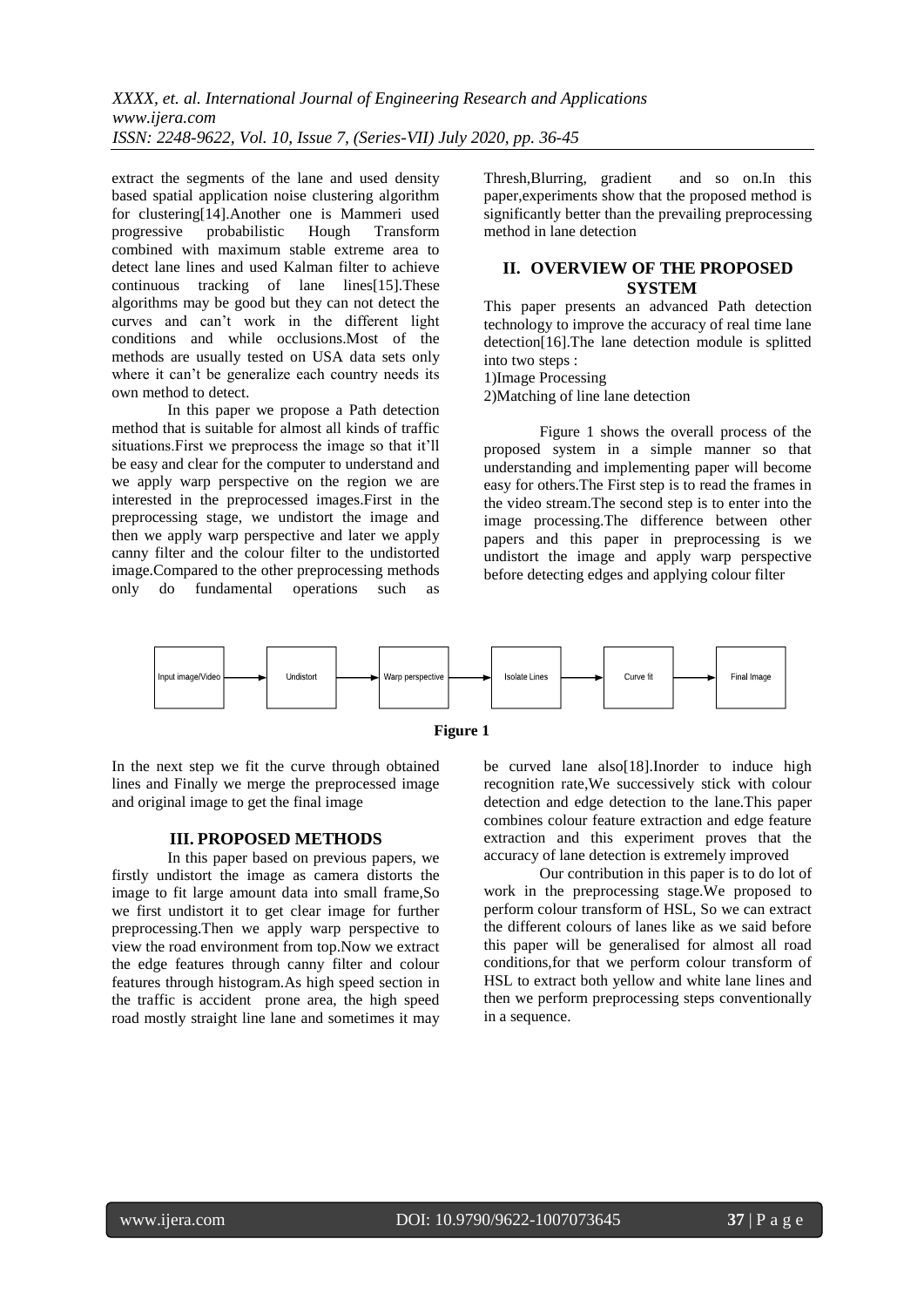extract the segments of the lane and used density based spatial application noise clustering algorithm for clustering[14].Another one is Mammeri used progressive probabilistic Hough Transform combined with maximum stable extreme area to detect lane lines and used Kalman filter to achieve continuous tracking of lane lines[15].These algorithms may be good but they can not detect the curves and can't work in the different light conditions and while occlusions.Most of the methods are usually tested on USA data sets only where it can't be generalize each country needs its own method to detect.

In this paper we propose a Path detection method that is suitable for almost all kinds of traffic situations.First we preprocess the image so that it'll be easy and clear for the computer to understand and we apply warp perspective on the region we are interested in the preprocessed images.First in the preprocessing stage, we undistort the image and then we apply warp perspective and later we apply canny filter and the colour filter to the undistorted image.Compared to the other preprocessing methods only do fundamental operations such as Thresh,Blurring, gradient and so on.In this paper,experiments show that the proposed method is significantly better than the prevailing preprocessing method in lane detection

## II. OVERVIEW OF THE PROPOSED SYSTEM

This paper presents an advanced Path detection technology to improve the accuracy of real time lane detection[16].The lane detection module is splitted into two steps :

1)Image Processing
2)Matching of line lane detection

Figure 1 shows the overall process of the proposed system in a simple manner so that understanding and implementing paper will become easy for others.The First step is to read the frames in the video stream.The second step is to enter into the image processing.The difference between other papers and this paper in preprocessing is we undistort the image and apply warp perspective before detecting edges and applying colour filter

Input image/Video → Undistort → Warp perspective → Isolate Lines → Curve fit → Final Image

**Figure 1**

In the next step we fit the curve through obtained lines and Finally we merge the preprocessed image and original image to get the final image

## III. PROPOSED METHODS

In this paper based on previous papers, we firstly undistort the image as camera distorts the image to fit large amount data into small frame,So we first undistort it to get clear image for further preprocessing.Then we apply warp perspective to view the road environment from top.Now we extract the edge features through canny filter and colour features through histogram.As high speed section in the traffic is accident prone area, the high speed road mostly straight line lane and sometimes it may be curved lane also[18].Inorder to induce high recognition rate,We successively stick with colour detection and edge detection to the lane.This paper combines colour feature extraction and edge feature extraction and this experiment proves that the accuracy of lane detection is extremely improved

Our contribution in this paper is to do lot of work in the preprocessing stage.We proposed to perform colour transform of HSL, So we can extract the different colours of lanes like as we said before this paper will be generalised for almost all road conditions,for that we perform colour transform of HSL to extract both yellow and white lane lines and then we perform preprocessing steps conventionally in a sequence.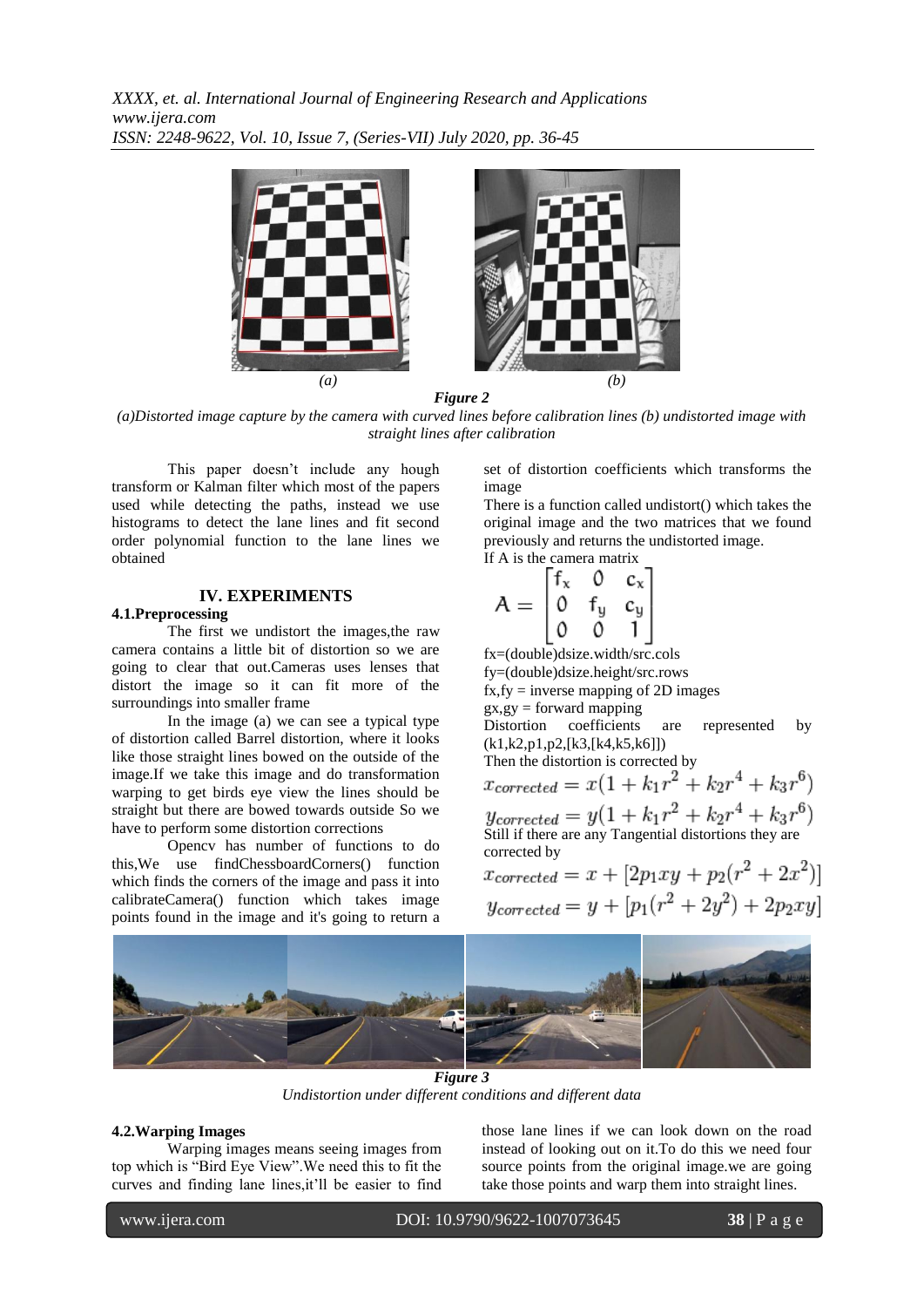*(a)* *(b)*

***Figure 2***

*(a)Distorted image capture by the camera with curved lines before calibration lines (b) undistorted image with straight lines after calibration*

This paper doesn't include any hough transform or Kalman filter which most of the papers used while detecting the paths, instead we use histograms to detect the lane lines and fit second order polynomial function to the lane lines we obtained

## IV. EXPERIMENTS

### 4.1.Preprocessing

The first we undistort the images,the raw camera contains a little bit of distortion so we are going to clear that out.Cameras uses lenses that distort the image so it can fit more of the surroundings into smaller frame

In the image (a) we can see a typical type of distortion called Barrel distortion, where it looks like those straight lines bowed on the outside of the image.If we take this image and do transformation warping to get birds eye view the lines should be straight but there are bowed towards outside So we have to perform some distortion corrections

Opencv has number of functions to do this,We use findChessboardCorners() function which finds the corners of the image and pass it into calibrateCamera() function which takes image points found in the image and it's going to return a set of distortion coefficients which transforms the image

There is a function called undistort() which takes the original image and the two matrices that we found previously and returns the undistorted image.

If A is the camera matrix

$$A = \begin{bmatrix} f_x & 0 & c_x \\ 0 & f_y & c_y \\ 0 & 0 & 1 \end{bmatrix}$$

fx=(double)dsize.width/src.cols

fy=(double)dsize.height/src.rows

fx,fy = inverse mapping of 2D images

gx,gy = forward mapping

Distortion coefficients are represented by (k1,k2,p1,p2,[k3,[k4,k5,k6]])

Then the distortion is corrected by

$$x_{corrected} = x(1 + k_1r^2 + k_2r^4 + k_3r^6)$$

$$y_{corrected} = y(1 + k_1r^2 + k_2r^4 + k_3r^6)$$

Still if there are any Tangential distortions they are corrected by

$$x_{corrected} = x + [2p_1xy + p_2(r^2 + 2x^2)]$$

$$y_{corrected} = y + [p_1(r^2 + 2y^2) + 2p_2xy]$$

***Figure 3***

*Undistortion under different conditions and different data*

### 4.2.Warping Images

Warping images means seeing images from top which is "Bird Eye View".We need this to fit the curves and finding lane lines,it'll be easier to find those lane lines if we can look down on the road instead of looking out on it.To do this we need four source points from the original image.we are going take those points and warp them into straight lines.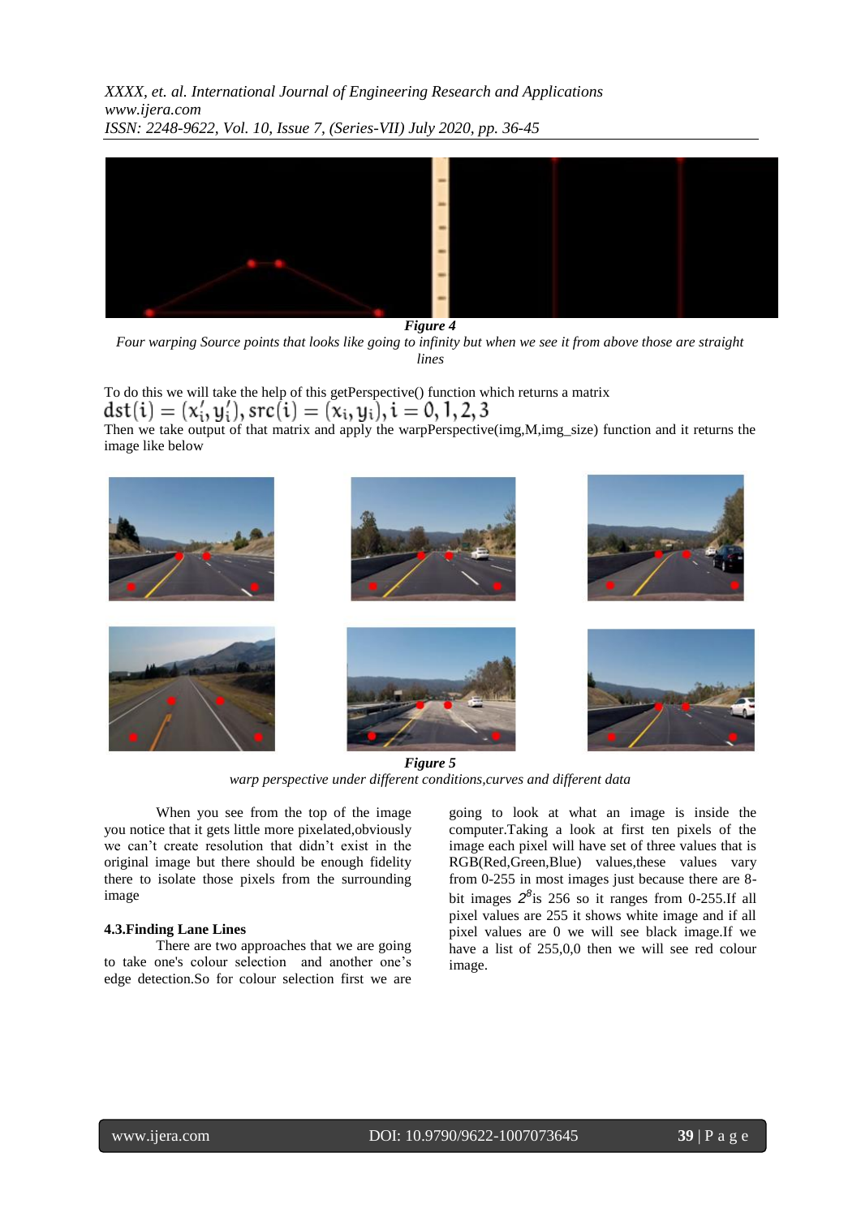*Figure 4*

*Four warping Source points that looks like going to infinity but when we see it from above those are straight lines*

To do this we will take the help of this getPerspective() function which returns a matrix

$$dst(i) = (x_i', y_i'), src(i) = (x_i, y_i), i = 0, 1, 2, 3$$

Then we take output of that matrix and apply the warpPerspective(img,M,img_size) function and it returns the image like below

*Figure 5*

*warp perspective under different conditions,curves and different data*

When you see from the top of the image you notice that it gets little more pixelated,obviously we can't create resolution that didn't exist in the original image but there should be enough fidelity there to isolate those pixels from the surrounding image

### 4.3.Finding Lane Lines

There are two approaches that we are going to take one's colour selection and another one's edge detection.So for colour selection first we are going to look at what an image is inside the computer.Taking a look at first ten pixels of the image each pixel will have set of three values that is RGB(Red,Green,Blue) values,these values vary from 0-255 in most images just because there are 8-bit images $2^8$is 256 so it ranges from 0-255.If all pixel values are 255 it shows white image and if all pixel values are 0 we will see black image.If we have a list of 255,0,0 then we will see red colour image.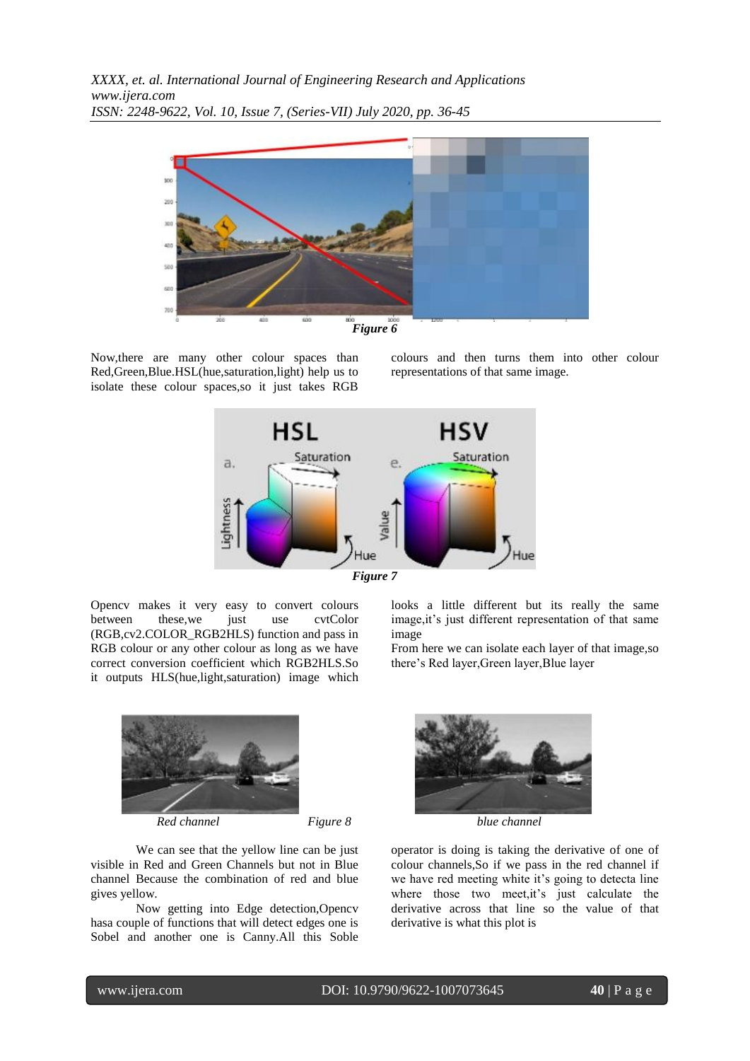Figure 6

Now,there are many other colour spaces than Red,Green,Blue.HSL(hue,saturation,light) help us to isolate these colour spaces,so it just takes RGB colours and then turns them into other colour representations of that same image.

Figure 7

Opencv makes it very easy to convert colours between these,we just use cvtColor (RGB,cv2.COLOR_RGB2HLS) function and pass in RGB colour or any other colour as long as we have correct conversion coefficient which RGB2HLS.So it outputs HLS(hue,light,saturation) image which looks a little different but its really the same image,it's just different representation of that same image

From here we can isolate each layer of that image,so there's Red layer,Green layer,Blue layer

*Red channel* *Figure 8* *blue channel*

We can see that the yellow line can be just visible in Red and Green Channels but not in Blue channel Because the combination of red and blue gives yellow.

Now getting into Edge detection,Opencv hasa couple of functions that will detect edges one is Sobel and another one is Canny.All this Soble operator is doing is taking the derivative of one of colour channels,So if we pass in the red channel if we have red meeting white it's going to detecta line where those two meet,it's just calculate the derivative across that line so the value of that derivative is what this plot is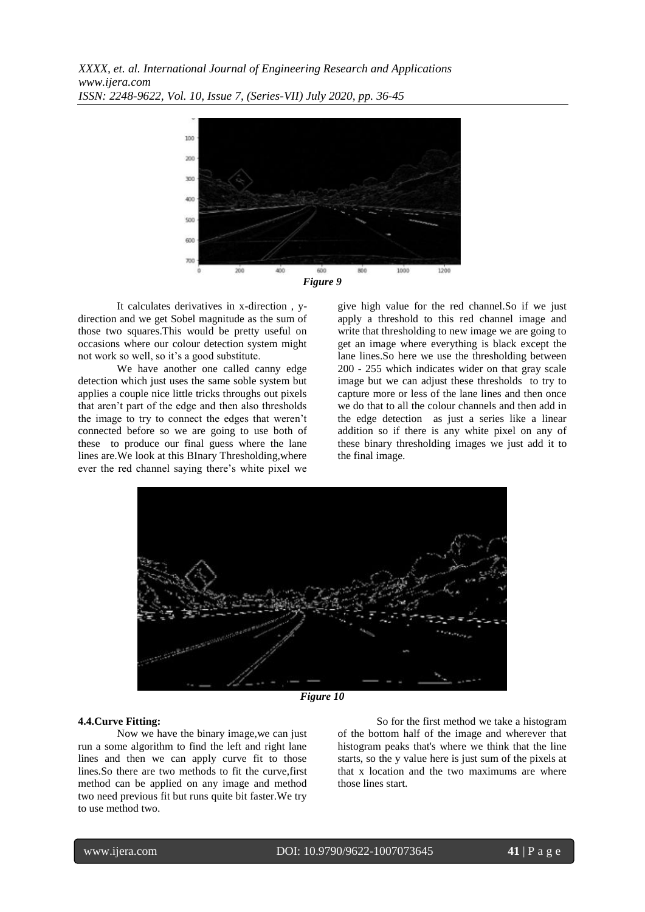*Figure 9*

It calculates derivatives in x-direction , y-direction and we get Sobel magnitude as the sum of those two squares.This would be pretty useful on occasions where our colour detection system might not work so well, so it's a good substitute.

We have another one called canny edge detection which just uses the same soble system but applies a couple nice little tricks throughs out pixels that aren't part of the edge and then also thresholds the image to try to connect the edges that weren't connected before so we are going to use both of these to produce our final guess where the lane lines are.We look at this BInary Thresholding,where ever the red channel saying there's white pixel we give high value for the red channel.So if we just apply a threshold to this red channel image and write that thresholding to new image we are going to get an image where everything is black except the lane lines.So here we use the thresholding between 200 - 255 which indicates wider on that gray scale image but we can adjust these thresholds to try to capture more or less of the lane lines and then once we do that to all the colour channels and then add in the edge detection as just a series like a linear addition so if there is any white pixel on any of these binary thresholding images we just add it to the final image.

*Figure 10*

**4.4.Curve Fitting:**

Now we have the binary image,we can just run a some algorithm to find the left and right lane lines and then we can apply curve fit to those lines.So there are two methods to fit the curve,first method can be applied on any image and method two need previous fit but runs quite bit faster.We try to use method two.

So for the first method we take a histogram of the bottom half of the image and wherever that histogram peaks that's where we think that the line starts, so the y value here is just sum of the pixels at that x location and the two maximums are where those lines start.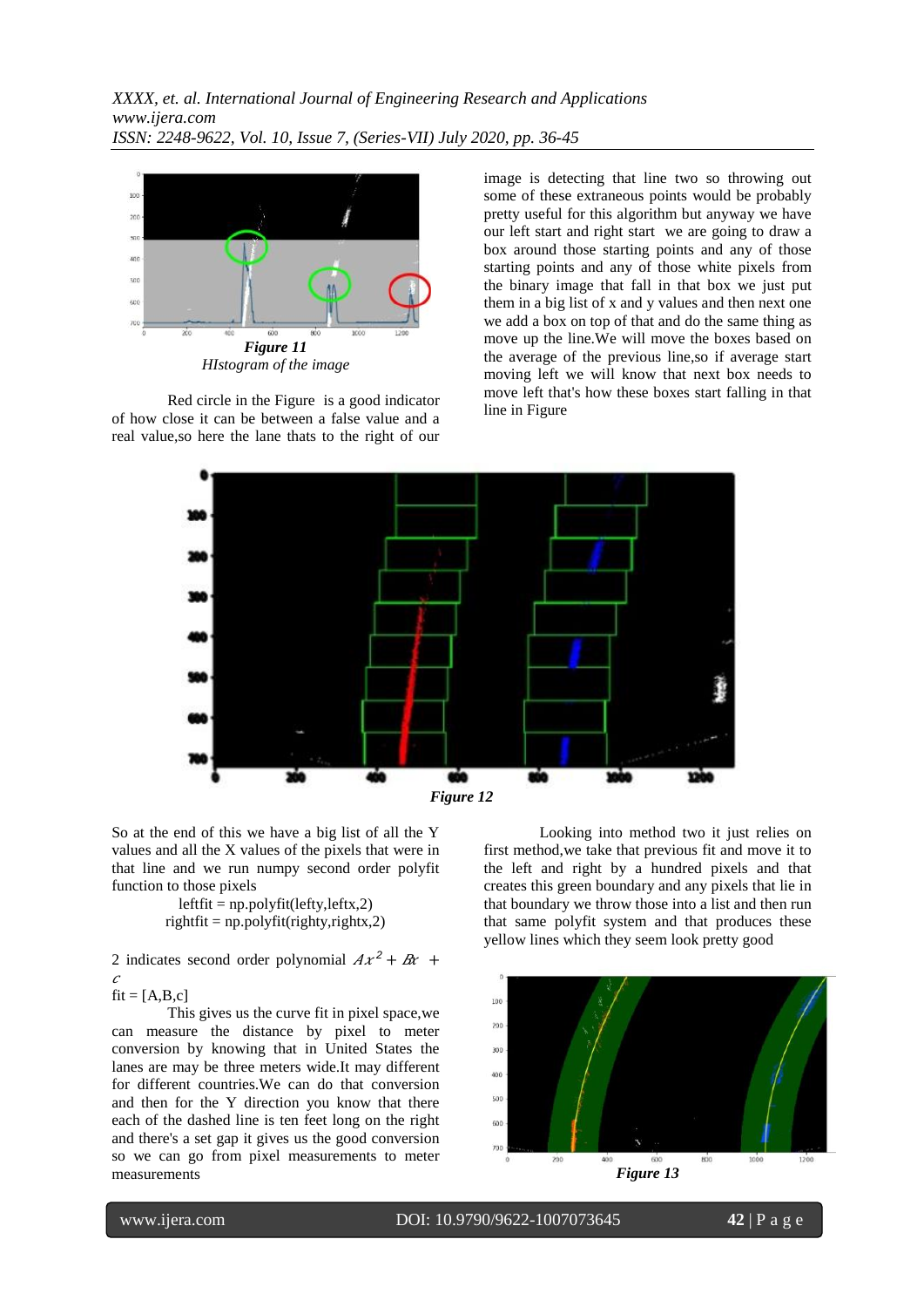*Figure 11*

*HIstogram of the image*

Red circle in the Figure is a good indicator of how close it can be between a false value and a real value,so here the lane thats to the right of our image is detecting that line two so throwing out some of these extraneous points would be probably pretty useful for this algorithm but anyway we have our left start and right start we are going to draw a box around those starting points and any of those starting points and any of those white pixels from the binary image that fall in that box we just put them in a big list of x and y values and then next one we add a box on top of that and do the same thing as move up the line.We will move the boxes based on the average of the previous line,so if average start moving left we will know that next box needs to move left that's how these boxes start falling in that line in Figure

*Figure 12*

So at the end of this we have a big list of all the Y values and all the X values of the pixels that were in that line and we run numpy second order polyfit function to those pixels

```
leftfit = np.polyfit(lefty,leftx,2)
rightfit = np.polyfit(righty,rightx,2)
```

2 indicates second order polynomial $Ax^2 + Bx + c$

fit = [A,B,c]

This gives us the curve fit in pixel space,we can measure the distance by pixel to meter conversion by knowing that in United States the lanes are may be three meters wide.It may different for different countries.We can do that conversion and then for the Y direction you know that there each of the dashed line is ten feet long on the right and there's a set gap it gives us the good conversion so we can go from pixel measurements to meter measurements

Looking into method two it just relies on first method,we take that previous fit and move it to the left and right by a hundred pixels and that creates this green boundary and any pixels that lie in that boundary we throw those into a list and then run that same polyfit system and that produces these yellow lines which they seem look pretty good

*Figure 13*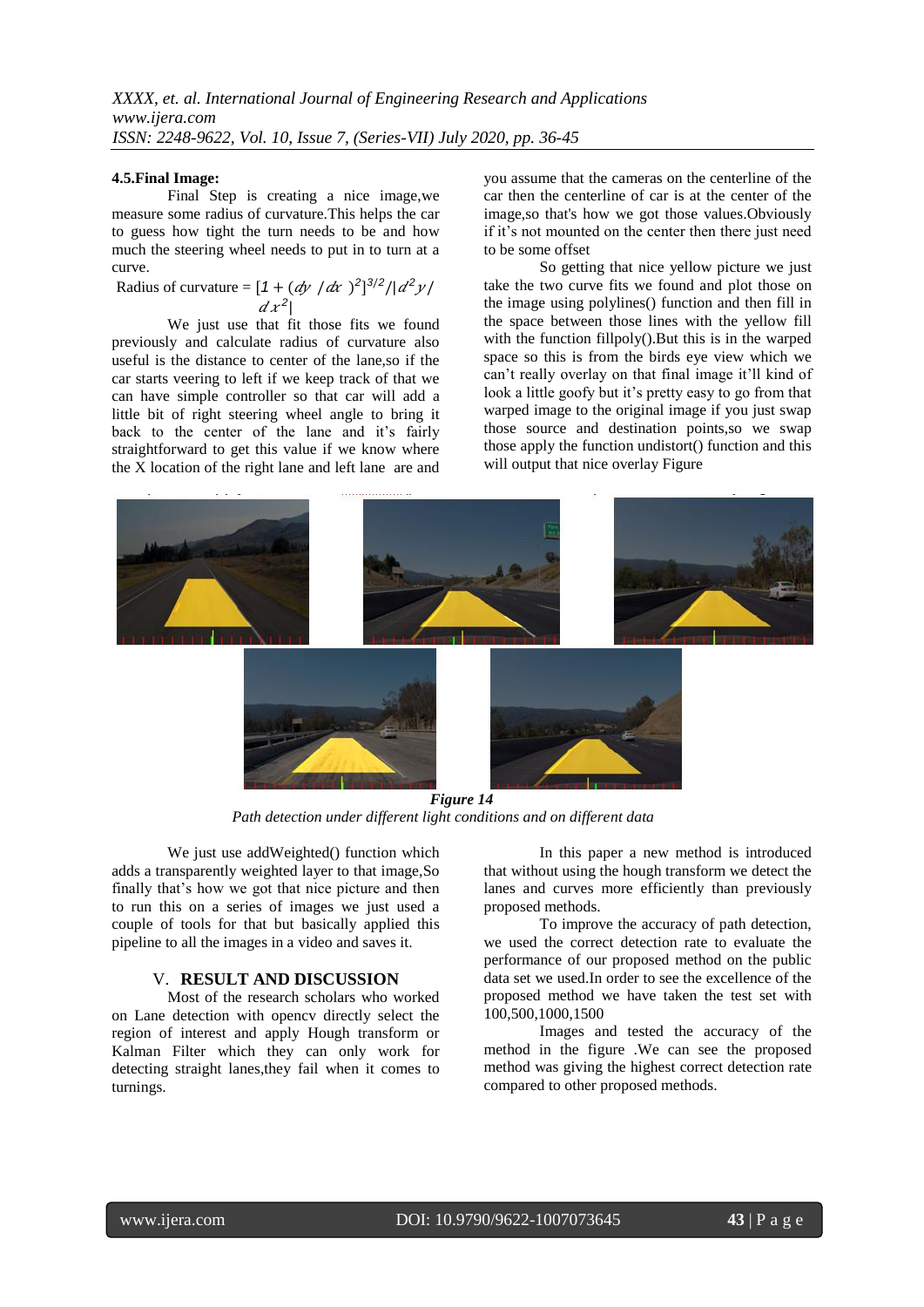#### 4.5.Final Image:

Final Step is creating a nice image,we measure some radius of curvature.This helps the car to guess how tight the turn needs to be and how much the steering wheel needs to put in to turn at a curve.

Radius of curvature = $[1 + (dy / dx)^2]^{3/2} / |d^2y / dx^2|$

We just use that fit those fits we found previously and calculate radius of curvature also useful is the distance to center of the lane,so if the car starts veering to left if we keep track of that we can have simple controller so that car will add a little bit of right steering wheel angle to bring it back to the center of the lane and it's fairly straightforward to get this value if we know where the X location of the right lane and left lane are and you assume that the cameras on the centerline of the car then the centerline of car is at the center of the image,so that's how we got those values.Obviously if it's not mounted on the center then there just need to be some offset

So getting that nice yellow picture we just take the two curve fits we found and plot those on the image using polylines() function and then fill in the space between those lines with the yellow fill with the function fillpoly().But this is in the warped space so this is from the birds eye view which we can't really overlay on that final image it'll kind of look a little goofy but it's pretty easy to go from that warped image to the original image if you just swap those source and destination points,so we swap those apply the function undistort() function and this will output that nice overlay Figure

***Figure 14***

*Path detection under different light conditions and on different data*

We just use addWeighted() function which adds a transparently weighted layer to that image,So finally that's how we got that nice picture and then to run this on a series of images we just used a couple of tools for that but basically applied this pipeline to all the images in a video and saves it.

## V. RESULT AND DISCUSSION

Most of the research scholars who worked on Lane detection with opencv directly select the region of interest and apply Hough transform or Kalman Filter which they can only work for detecting straight lanes,they fail when it comes to turnings.

In this paper a new method is introduced that without using the hough transform we detect the lanes and curves more efficiently than previously proposed methods.

To improve the accuracy of path detection, we used the correct detection rate to evaluate the performance of our proposed method on the public data set we used.In order to see the excellence of the proposed method we have taken the test set with 100,500,1000,1500

Images and tested the accuracy of the method in the figure .We can see the proposed method was giving the highest correct detection rate compared to other proposed methods.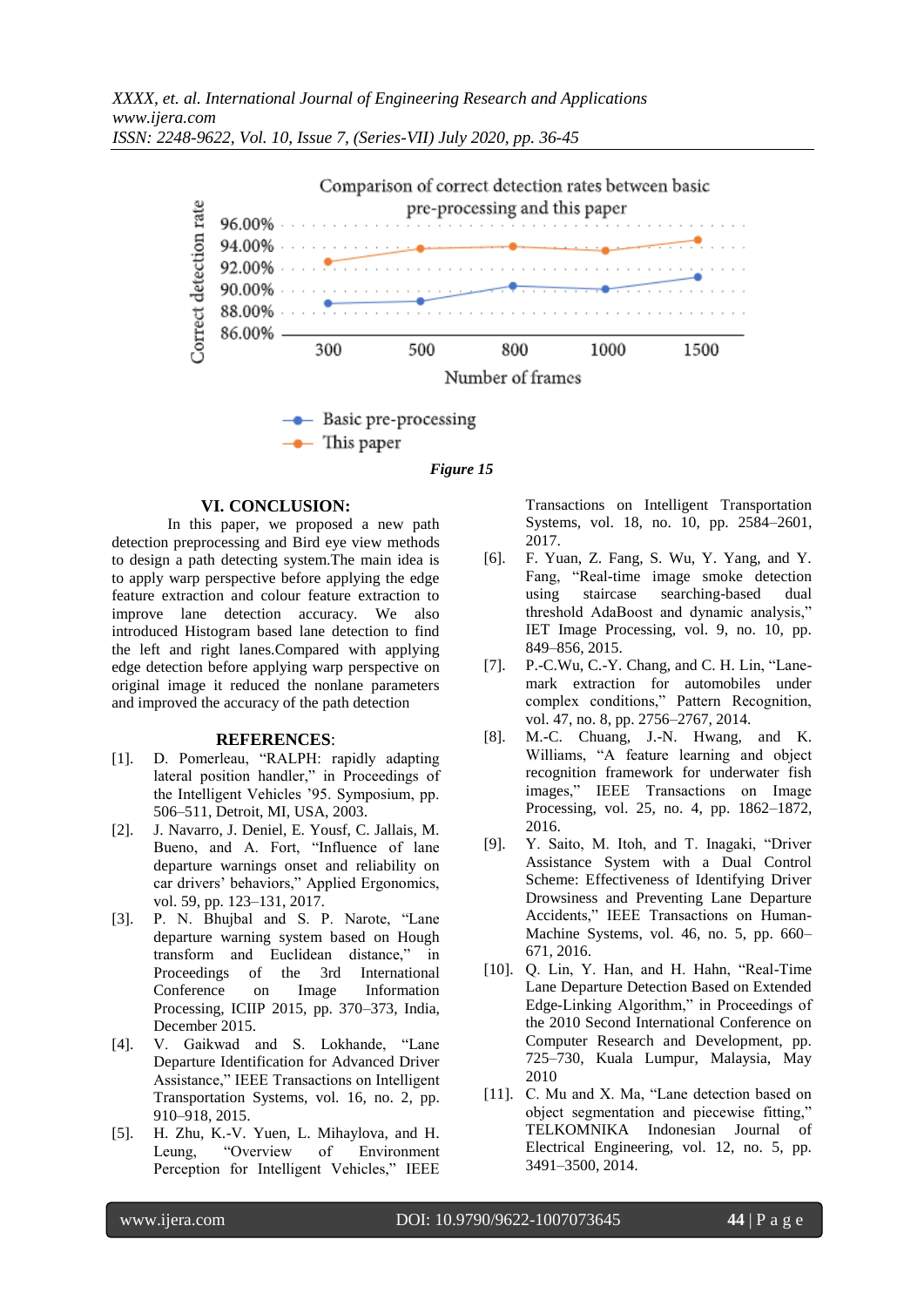Comparison of correct detection rates between basic pre-processing and this paper

| Number of frames | 300 | 500 | 800 | 1000 | 1500 |
|---|---|---|---|---|---|
| Basic pre-processing | ~88.9% | ~89.1% | ~90.4% | ~90.2% | ~91.2% |
| This paper | ~92.6% | ~94.0% | ~94.1% | ~93.8% | ~94.7% |

*Figure 15*

## VI. CONCLUSION:

In this paper, we proposed a new path detection preprocessing and Bird eye view methods to design a path detecting system.The main idea is to apply warp perspective before applying the edge feature extraction and colour feature extraction to improve lane detection accuracy. We also introduced Histogram based lane detection to find the left and right lanes.Compared with applying edge detection before applying warp perspective on original image it reduced the nonlane parameters and improved the accuracy of the path detection

## REFERENCES:

[1]. D. Pomerleau, "RALPH: rapidly adapting lateral position handler," in Proceedings of the Intelligent Vehicles '95. Symposium, pp. 506–511, Detroit, MI, USA, 2003.

[2]. J. Navarro, J. Deniel, E. Yousf, C. Jallais, M. Bueno, and A. Fort, "Influence of lane departure warnings onset and reliability on car drivers' behaviors," Applied Ergonomics, vol. 59, pp. 123–131, 2017.

[3]. P. N. Bhujbal and S. P. Narote, "Lane departure warning system based on Hough transform and Euclidean distance," in Proceedings of the 3rd International Conference on Image Information Processing, ICIIP 2015, pp. 370–373, India, December 2015.

[4]. V. Gaikwad and S. Lokhande, "Lane Departure Identification for Advanced Driver Assistance," IEEE Transactions on Intelligent Transportation Systems, vol. 16, no. 2, pp. 910–918, 2015.

[5]. H. Zhu, K.-V. Yuen, L. Mihaylova, and H. Leung, "Overview of Environment Perception for Intelligent Vehicles," IEEE Transactions on Intelligent Transportation Systems, vol. 18, no. 10, pp. 2584–2601, 2017.

[6]. F. Yuan, Z. Fang, S. Wu, Y. Yang, and Y. Fang, "Real-time image smoke detection using staircase searching-based dual threshold AdaBoost and dynamic analysis," IET Image Processing, vol. 9, no. 10, pp. 849–856, 2015.

[7]. P.-C.Wu, C.-Y. Chang, and C. H. Lin, "Lane-mark extraction for automobiles under complex conditions," Pattern Recognition, vol. 47, no. 8, pp. 2756–2767, 2014.

[8]. M.-C. Chuang, J.-N. Hwang, and K. Williams, "A feature learning and object recognition framework for underwater fish images," IEEE Transactions on Image Processing, vol. 25, no. 4, pp. 1862–1872, 2016.

[9]. Y. Saito, M. Itoh, and T. Inagaki, "Driver Assistance System with a Dual Control Scheme: Effectiveness of Identifying Driver Drowsiness and Preventing Lane Departure Accidents," IEEE Transactions on Human-Machine Systems, vol. 46, no. 5, pp. 660–671, 2016.

[10]. Q. Lin, Y. Han, and H. Hahn, "Real-Time Lane Departure Detection Based on Extended Edge-Linking Algorithm," in Proceedings of the 2010 Second International Conference on Computer Research and Development, pp. 725–730, Kuala Lumpur, Malaysia, May 2010

[11]. C. Mu and X. Ma, "Lane detection based on object segmentation and piecewise fitting," TELKOMNIKA Indonesian Journal of Electrical Engineering, vol. 12, no. 5, pp. 3491–3500, 2014.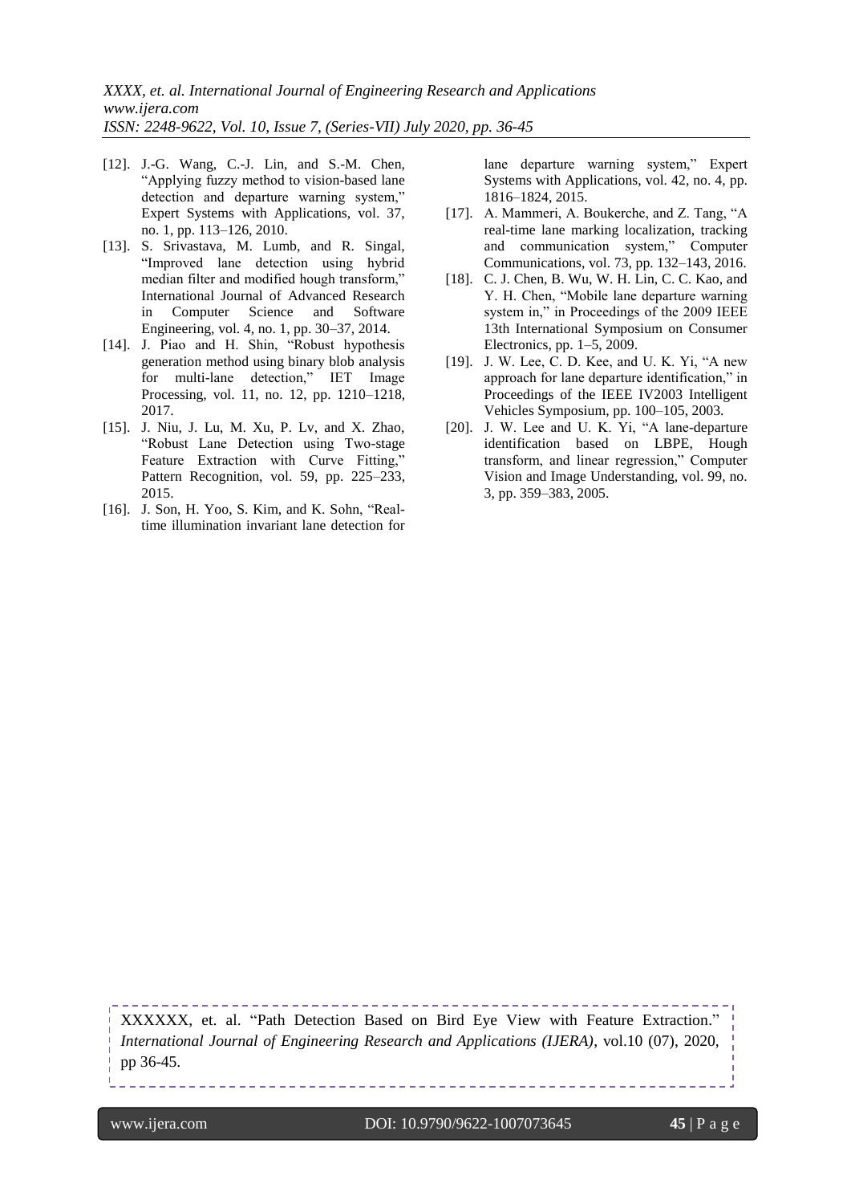[12]. J.-G. Wang, C.-J. Lin, and S.-M. Chen, "Applying fuzzy method to vision-based lane detection and departure warning system," Expert Systems with Applications, vol. 37, no. 1, pp. 113–126, 2010.

[13]. S. Srivastava, M. Lumb, and R. Singal, "Improved lane detection using hybrid median filter and modified hough transform," International Journal of Advanced Research in Computer Science and Software Engineering, vol. 4, no. 1, pp. 30–37, 2014.

[14]. J. Piao and H. Shin, "Robust hypothesis generation method using binary blob analysis for multi-lane detection," IET Image Processing, vol. 11, no. 12, pp. 1210–1218, 2017.

[15]. J. Niu, J. Lu, M. Xu, P. Lv, and X. Zhao, "Robust Lane Detection using Two-stage Feature Extraction with Curve Fitting," Pattern Recognition, vol. 59, pp. 225–233, 2015.

[16]. J. Son, H. Yoo, S. Kim, and K. Sohn, "Real-time illumination invariant lane detection for lane departure warning system," Expert Systems with Applications, vol. 42, no. 4, pp. 1816–1824, 2015.

[17]. A. Mammeri, A. Boukerche, and Z. Tang, "A real-time lane marking localization, tracking and communication system," Computer Communications, vol. 73, pp. 132–143, 2016.

[18]. C. J. Chen, B. Wu, W. H. Lin, C. C. Kao, and Y. H. Chen, "Mobile lane departure warning system in," in Proceedings of the 2009 IEEE 13th International Symposium on Consumer Electronics, pp. 1–5, 2009.

[19]. J. W. Lee, C. D. Kee, and U. K. Yi, "A new approach for lane departure identification," in Proceedings of the IEEE IV2003 Intelligent Vehicles Symposium, pp. 100–105, 2003.

[20]. J. W. Lee and U. K. Yi, "A lane-departure identification based on LBPE, Hough transform, and linear regression," Computer Vision and Image Understanding, vol. 99, no. 3, pp. 359–383, 2005.

XXXXXX, et. al. "Path Detection Based on Bird Eye View with Feature Extraction." *International Journal of Engineering Research and Applications (IJERA)*, vol.10 (07), 2020, pp 36-45.